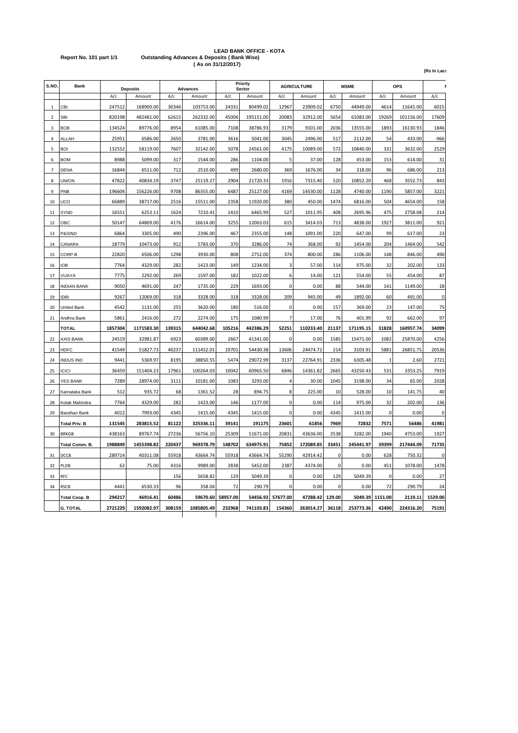**Report No. 101 part 1/1**

# LEAD BANK OFFICE - KOTA

## Outstanding Advances & Deposits ( Bank Wise)

( As on 31/12/2017)

(Rs In Lacs

| S.NO. | Bank | Deposits | | Advances | | Priorty Sector | | AGRICULTURE | | MSME | | OPS | | N |
|---|---|---|---|---|---|---|---|---|---|---|---|---|---|---|
| | | A/c | Amount | A/c | Amount | A/c | Amount | A/c | Amount | A/c | Amount | A/c | Amount | A/c |
| 1 | CBI | 247512 | 168900.00 | 30346 | 103753.00 | 24331 | 80499.02 | 12967 | 23909.02 | 6750 | 44949.00 | 4614 | 11641.00 | 6015 |
| 2 | SBI | 820198 | 482481.00 | 62615 | 262332.00 | 45006 | 195151.00 | 20083 | 32912.00 | 5654 | 61083.00 | 19269 | 101156.00 | 17609 |
| 3 | BOB | 134524 | 89776.00 | 8954 | 61085.00 | 7108 | 38786.93 | 3179 | 9101.00 | 2036 | 13555.00 | 1893 | 16130.93 | 1846 |
| 4 | ALLAH | 25951 | 6586.00 | 2650 | 3781.00 | 3616 | 5041.00 | 3045 | 2496.00 | 517 | 2112.00 | 54 | 433.00 | -966 |
| 5 | BOI | 132552 | 58119.00 | 7607 | 32142.00 | 5078 | 24561.00 | 4175 | 10089.00 | 572 | 10840.00 | 331 | 3632.00 | 2529 |
| 6 | BOM | 8988 | 5099.00 | 317 | 1544.00 | 286 | 1104.00 | 5 | 37.00 | 128 | 453.00 | 153 | 614.00 | 31 |
| 7 | DENA | 16844 | 6511.00 | 712 | 2510.00 | 499 | 2680.00 | 369 | 1676.00 | 34 | 318.00 | 96 | 686.00 | 213 |
| 8 | UNION | 47822 | 40834.19 | 3747 | 25119.27 | 2904 | 21720.33 | 1916 | 7315.40 | 520 | 10852.20 | 468 | 3552.73 | 843 |
| 9 | PNB | 196604 | 156226.00 | 9708 | 86355.00 | 6487 | 25127.00 | 4169 | 14530.00 | 1128 | 4740.00 | 1190 | 5857.00 | 3221 |
| 10 | UCO | 66889 | 38717.00 | 2516 | 15511.00 | 2358 | 11920.00 | 380 | 450.00 | 1474 | 6816.00 | 504 | 4654.00 | 158 |
| 11 | SYND | 16551 | 6253.11 | 1624 | 7210.41 | 1410 | 6465.99 | 527 | 1011.95 | 408 | 2695.96 | 475 | 2758.08 | 214 |
| 12 | OBC | 50147 | 64869.00 | 4176 | 16614.00 | 3255 | 12063.03 | 615 | 3414.03 | 713 | 4838.00 | 1927 | 3811.00 | 921 |
| 13 | P&SIND | 6864 | 3305.00 | 490 | 2396.00 | 467 | 2355.00 | 148 | 1091.00 | 220 | 647.00 | 99 | 617.00 | 23 |
| 14 | CANARA | 18779 | 10473.00 | 912 | 5783.00 | 370 | 3286.00 | 74 | 368.00 | 92 | 1454.00 | 204 | 1464.00 | 542 |
| 15 | CORP.B | 22820 | 6506.00 | 1298 | 3930.00 | 808 | 2752.00 | 374 | 800.00 | 286 | 1106.00 | 148 | 846.00 | 490 |
| 16 | IOB | 7764 | 4329.00 | 282 | 1423.00 | 149 | 1234.00 | 3 | 57.00 | 114 | 975.00 | 32 | 202.00 | 133 |
| 17 | VIJAYA | 7775 | 2292.00 | 269 | 1597.00 | 182 | 1022.00 | 6 | 14.00 | 121 | 554.00 | 55 | 454.00 | 87 |
| 18 | INDIAN BANK | 9050 | 4691.00 | 247 | 1735.00 | 229 | 1693.00 | 0 | 0.00 | 88 | 544.00 | 141 | 1149.00 | 18 |
| 19 | IDBI | 9267 | 12069.00 | 318 | 3328.00 | 318 | 3328.00 | 209 | 945.00 | 49 | 1892.00 | 60 | 491.00 | 0 |
| 20 | United Bank | 4542 | 1131.00 | 255 | 3620.00 | 180 | 516.00 | 0 | 0.00 | 157 | 369.00 | 23 | 147.00 | 75 |
| 21 | Andhra Bank | 5861 | 2416.00 | 272 | 2274.00 | 175 | 1080.99 | 7 | 17.00 | 76 | 401.99 | 92 | 662.00 | 97 |
| | **TOTAL** | **1857304** | **1171583.30** | **139315** | **644042.68** | **105216** | **442386.29** | **52251** | **110233.40** | **21137** | **171195.15** | **31828** | **160957.74** | **34099** |
| 22 | AXIS BANK | 24519 | 32981.87 | 6923 | 60389.00 | 2667 | 41341.00 | 0 | 0.00 | 1585 | 15471.00 | 1082 | 25870.00 | 4256 |
| 23 | HDFC | 41549 | 51827.73 | 40237 | 111452.01 | 19701 | 54430.38 | 13606 | 24474.72 | 214 | 3103.91 | 5881 | 26851.75 | 20536 |
| 24 | INDUS IND | 9441 | 5369.97 | 8195 | 38850.55 | 5474 | 29072.99 | 3137 | 22764.91 | 2336 | 6305.48 | 1 | 2.60 | 2721 |
| 25 | ICICI | 36459 | 151404.23 | 17961 | 100264.03 | 10042 | 60965.50 | 6846 | 14361.82 | 2665 | 43250.43 | 531 | 3353.25 | 7919 |
| 26 | YES BANK | 7289 | 28974.00 | 3111 | 10181.00 | 1083 | 3293.00 | 4 | 30.00 | 1045 | 3198.00 | 34 | 65.00 | 2028 |
| 27 | Karnataka Bank | 512 | 935.72 | 68 | 1361.52 | 28 | 894.75 | 8 | 225.00 | 10 | 528.00 | 10 | 141.75 | 40 |
| 28 | Kotak Mahindra | 7764 | 4329.00 | 282 | 1423.00 | 146 | 1177.00 | 0 | 0.00 | 114 | 975.00 | 32 | 202.00 | 136 |
| 29 | Bandhan Bank | 4012 | 7993.00 | 4345 | 1415.00 | 4345 | 1415.00 | 0 | 0.00 | 4345 | 1415.00 | 0 | 0.00 | 0 |
| | **Total Priv. B** | **131545** | **283815.52** | **81122** | **325336.11** | **39141** | **191175** | **23601** | **61856** | **7969** | **72832** | **7571** | **56486** | **41981** |
| 30 | BRKGB | 438163 | 89767.74 | 27236 | 56756.10 | 25309 | 51671.00 | 20831 | 43636.00 | 2538 | 3282.00 | 1940 | 4753.00 | 1927 |
| | **Total Comm. B.** | **1988849** | **1455398.82** | **220437** | **969378.79** | **148702** | **634975.91** | **75852** | **172089.85** | **33451** | **245441.97** | **39399** | **217444.09** | **71735** |
| 31 | DCCB | 289714 | 40311.08 | 55918 | 43664.74 | 55918 | 43664.74 | 55290 | 42914.42 | 0 | 0.00 | 628 | 750.32 | 0 |
| 32 | PLDB | 62 | 75.00 | 4316 | 9989.00 | 2838 | 5452.00 | 2387 | 4374.00 | 0 | 0.00 | 451 | 1078.00 | 1478 |
| 33 | RFC | | | 156 | 5658.82 | 129 | 5049.39 | 0 | 0.00 | 129 | 5049.39 | 0 | 0.00 | 27 |
| 34 | RSCB | 4441 | 6530.33 | 96 | 358.04 | 72 | 290.79 | 0 | 0.00 | 0 | 0.00 | 72 | 290.79 | 24 |
| | **Total Coop. B** | **294217** | **46916.41** | **60486** | **59670.60** | **58957.00** | **54456.92** | **57677.00** | **47288.42** | **129.00** | **5049.39** | **1151.00** | **2119.11** | **1529.00** |
| | **G. TOTAL** | **2721229** | **1592082.97** | **308159** | **1085805.49** | **232968** | **741103.83** | **154360** | **263014.27** | **36118** | **253773.36** | **42490** | **224316.20** | **75191** |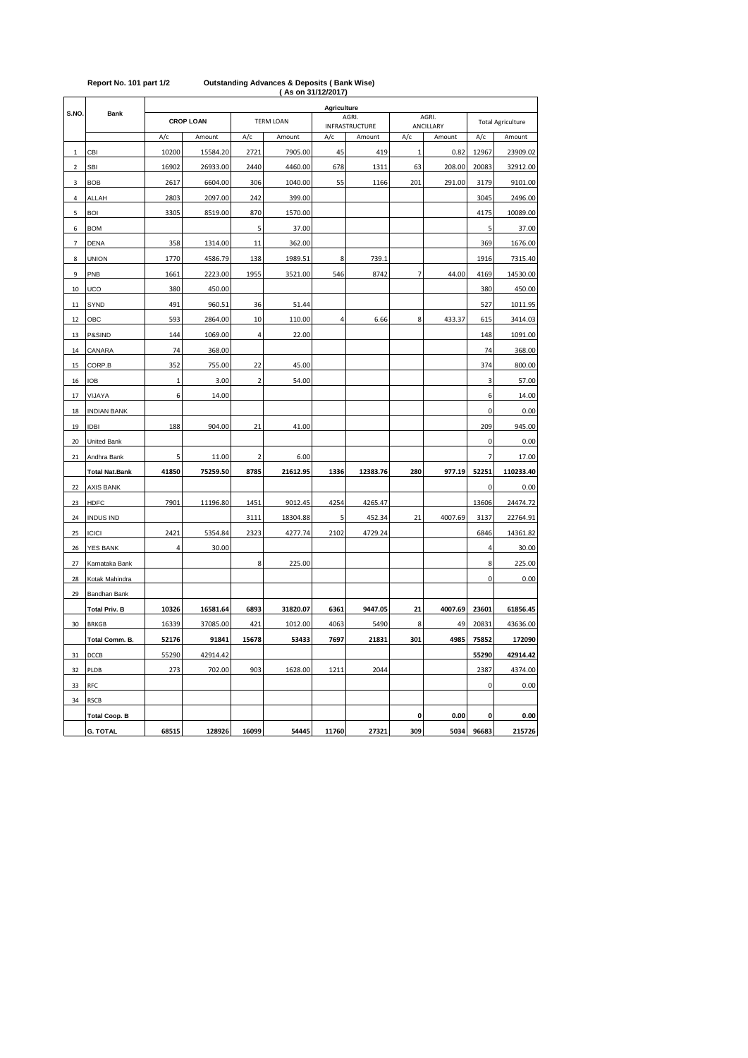**Report No. 101 part 1/2** **Outstanding Advances & Deposits ( Bank Wise)**
**( As on 31/12/2017)**

| S.NO. | Bank | Agriculture | | | | | | | | | |
|---|---|---|---|---|---|---|---|---|---|---|---|
| | | CROP LOAN | | TERM LOAN | | AGRI. INFRASTRUCTURE | | AGRI. ANCILLARY | | Total Agriculture | |
| | | A/c | Amount | A/c | Amount | A/c | Amount | A/c | Amount | A/c | Amount |
| 1 | CBI | 10200 | 15584.20 | 2721 | 7905.00 | 45 | 419 | 1 | 0.82 | 12967 | 23909.02 |
| 2 | SBI | 16902 | 26933.00 | 2440 | 4460.00 | 678 | 1311 | 63 | 208.00 | 20083 | 32912.00 |
| 3 | BOB | 2617 | 6604.00 | 306 | 1040.00 | 55 | 1166 | 201 | 291.00 | 3179 | 9101.00 |
| 4 | ALLAH | 2803 | 2097.00 | 242 | 399.00 | | | | | 3045 | 2496.00 |
| 5 | BOI | 3305 | 8519.00 | 870 | 1570.00 | | | | | 4175 | 10089.00 |
| 6 | BOM | | | 5 | 37.00 | | | | | 5 | 37.00 |
| 7 | DENA | 358 | 1314.00 | 11 | 362.00 | | | | | 369 | 1676.00 |
| 8 | UNION | 1770 | 4586.79 | 138 | 1989.51 | 8 | 739.1 | | | 1916 | 7315.40 |
| 9 | PNB | 1661 | 2223.00 | 1955 | 3521.00 | 546 | 8742 | 7 | 44.00 | 4169 | 14530.00 |
| 10 | UCO | 380 | 450.00 | | | | | | | 380 | 450.00 |
| 11 | SYND | 491 | 960.51 | 36 | 51.44 | | | | | 527 | 1011.95 |
| 12 | OBC | 593 | 2864.00 | 10 | 110.00 | 4 | 6.66 | 8 | 433.37 | 615 | 3414.03 |
| 13 | P&SIND | 144 | 1069.00 | 4 | 22.00 | | | | | 148 | 1091.00 |
| 14 | CANARA | 74 | 368.00 | | | | | | | 74 | 368.00 |
| 15 | CORP.B | 352 | 755.00 | 22 | 45.00 | | | | | 374 | 800.00 |
| 16 | IOB | 1 | 3.00 | 2 | 54.00 | | | | | 3 | 57.00 |
| 17 | VIJAYA | 6 | 14.00 | | | | | | | 6 | 14.00 |
| 18 | INDIAN BANK | | | | | | | | | 0 | 0.00 |
| 19 | IDBI | 188 | 904.00 | 21 | 41.00 | | | | | 209 | 945.00 |
| 20 | United Bank | | | | | | | | | 0 | 0.00 |
| 21 | Andhra Bank | 5 | 11.00 | 2 | 6.00 | | | | | 7 | 17.00 |
| | **Total Nat.Bank** | **41850** | **75259.50** | **8785** | **21612.95** | **1336** | **12383.76** | **280** | **977.19** | **52251** | **110233.40** |
| 22 | AXIS BANK | | | | | | | | | 0 | 0.00 |
| 23 | HDFC | 7901 | 11196.80 | 1451 | 9012.45 | 4254 | 4265.47 | | | 13606 | 24474.72 |
| 24 | INDUS IND | | | 3111 | 18304.88 | 5 | 452.34 | 21 | 4007.69 | 3137 | 22764.91 |
| 25 | ICICI | 2421 | 5354.84 | 2323 | 4277.74 | 2102 | 4729.24 | | | 6846 | 14361.82 |
| 26 | YES BANK | 4 | 30.00 | | | | | | | 4 | 30.00 |
| 27 | Karnataka Bank | | | 8 | 225.00 | | | | | 8 | 225.00 |
| 28 | Kotak Mahindra | | | | | | | | | 0 | 0.00 |
| 29 | Bandhan Bank | | | | | | | | | | |
| | **Total Priv. B** | **10326** | **16581.64** | **6893** | **31820.07** | **6361** | **9447.05** | **21** | **4007.69** | **23601** | **61856.45** |
| 30 | BRKGB | 16339 | 37085.00 | 421 | 1012.00 | 4063 | 5490 | 8 | 49 | 20831 | 43636.00 |
| | **Total Comm. B.** | **52176** | **91841** | **15678** | **53433** | **7697** | **21831** | **301** | **4985** | **75852** | **172090** |
| 31 | DCCB | 55290 | 42914.42 | | | | | | | **55290** | **42914.42** |
| 32 | PLDB | 273 | 702.00 | 903 | 1628.00 | 1211 | 2044 | | | 2387 | 4374.00 |
| 33 | RFC | | | | | | | | | 0 | 0.00 |
| 34 | RSCB | | | | | | | | | | |
| | **Total Coop. B** | | | | | | | **0** | **0.00** | **0** | **0.00** |
| | **G. TOTAL** | **68515** | **128926** | **16099** | **54445** | **11760** | **27321** | **309** | **5034** | **96683** | **215726** |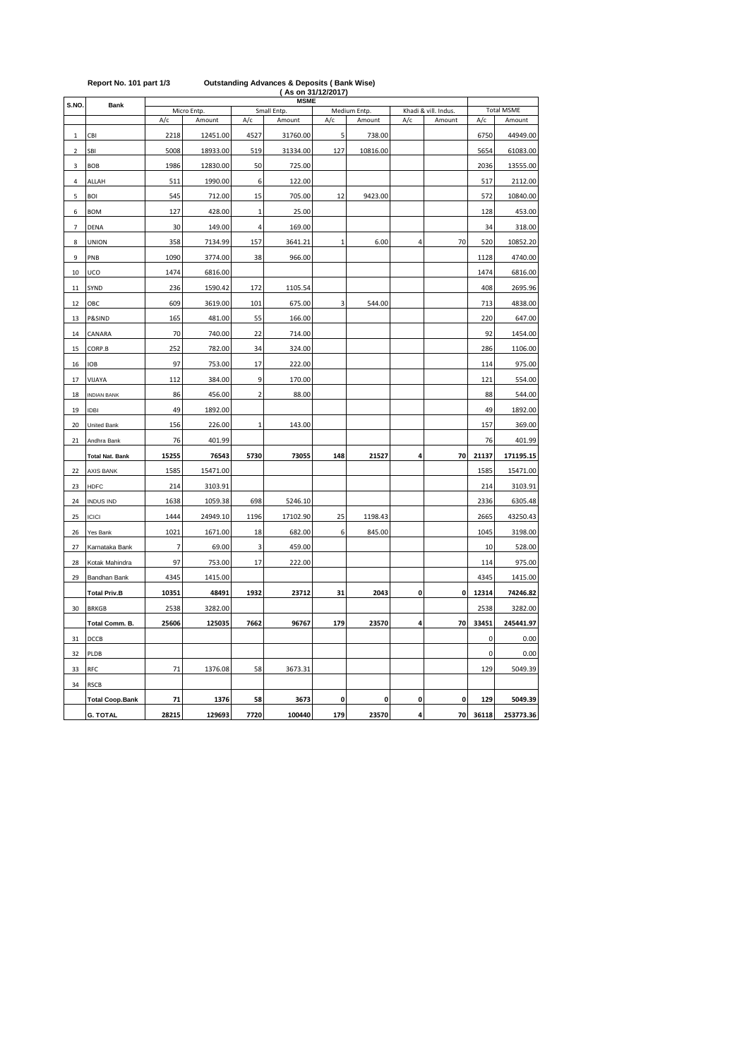Report No. 101 part 1/3 **Outstanding Advances & Deposits ( Bank Wise)**

**( As on 31/12/2017)**

| S.NO. | Bank | MSME | | | | | | | | | |
|---|---|---|---|---|---|---|---|---|---|---|---|
| | | Micro Entp. | | Small Entp. | | Medium Entp. | | Khadi & vill. Indus. | | Total MSME | |
| | | A/c | Amount | A/c | Amount | A/c | Amount | A/c | Amount | A/c | Amount |
| 1 | CBI | 2218 | 12451.00 | 4527 | 31760.00 | 5 | 738.00 | | | 6750 | 44949.00 |
| 2 | SBI | 5008 | 18933.00 | 519 | 31334.00 | 127 | 10816.00 | | | 5654 | 61083.00 |
| 3 | BOB | 1986 | 12830.00 | 50 | 725.00 | | | | | 2036 | 13555.00 |
| 4 | ALLAH | 511 | 1990.00 | 6 | 122.00 | | | | | 517 | 2112.00 |
| 5 | BOI | 545 | 712.00 | 15 | 705.00 | 12 | 9423.00 | | | 572 | 10840.00 |
| 6 | BOM | 127 | 428.00 | 1 | 25.00 | | | | | 128 | 453.00 |
| 7 | DENA | 30 | 149.00 | 4 | 169.00 | | | | | 34 | 318.00 |
| 8 | UNION | 358 | 7134.99 | 157 | 3641.21 | 1 | 6.00 | 4 | 70 | 520 | 10852.20 |
| 9 | PNB | 1090 | 3774.00 | 38 | 966.00 | | | | | 1128 | 4740.00 |
| 10 | UCO | 1474 | 6816.00 | | | | | | | 1474 | 6816.00 |
| 11 | SYND | 236 | 1590.42 | 172 | 1105.54 | | | | | 408 | 2695.96 |
| 12 | OBC | 609 | 3619.00 | 101 | 675.00 | 3 | 544.00 | | | 713 | 4838.00 |
| 13 | P&SIND | 165 | 481.00 | 55 | 166.00 | | | | | 220 | 647.00 |
| 14 | CANARA | 70 | 740.00 | 22 | 714.00 | | | | | 92 | 1454.00 |
| 15 | CORP.B | 252 | 782.00 | 34 | 324.00 | | | | | 286 | 1106.00 |
| 16 | IOB | 97 | 753.00 | 17 | 222.00 | | | | | 114 | 975.00 |
| 17 | VIJAYA | 112 | 384.00 | 9 | 170.00 | | | | | 121 | 554.00 |
| 18 | INDIAN BANK | 86 | 456.00 | 2 | 88.00 | | | | | 88 | 544.00 |
| 19 | IDBI | 49 | 1892.00 | | | | | | | 49 | 1892.00 |
| 20 | United Bank | 156 | 226.00 | 1 | 143.00 | | | | | 157 | 369.00 |
| 21 | Andhra Bank | 76 | 401.99 | | | | | | | 76 | 401.99 |
| | **Total Nat. Bank** | **15255** | **76543** | **5730** | **73055** | **148** | **21527** | **4** | **70** | **21137** | **171195.15** |
| 22 | AXIS BANK | 1585 | 15471.00 | | | | | | | 1585 | 15471.00 |
| 23 | HDFC | 214 | 3103.91 | | | | | | | 214 | 3103.91 |
| 24 | INDUS IND | 1638 | 1059.38 | 698 | 5246.10 | | | | | 2336 | 6305.48 |
| 25 | ICICI | 1444 | 24949.10 | 1196 | 17102.90 | 25 | 1198.43 | | | 2665 | 43250.43 |
| 26 | Yes Bank | 1021 | 1671.00 | 18 | 682.00 | 6 | 845.00 | | | 1045 | 3198.00 |
| 27 | Karnataka Bank | 7 | 69.00 | 3 | 459.00 | | | | | 10 | 528.00 |
| 28 | Kotak Mahindra | 97 | 753.00 | 17 | 222.00 | | | | | 114 | 975.00 |
| 29 | Bandhan Bank | 4345 | 1415.00 | | | | | | | 4345 | 1415.00 |
| | **Total Priv.B** | **10351** | **48491** | **1932** | **23712** | **31** | **2043** | **0** | **0** | **12314** | **74246.82** |
| 30 | BRKGB | 2538 | 3282.00 | | | | | | | 2538 | 3282.00 |
| | **Total Comm. B.** | **25606** | **125035** | **7662** | **96767** | **179** | **23570** | **4** | **70** | **33451** | **245441.97** |
| 31 | DCCB | | | | | | | | | 0 | 0.00 |
| 32 | PLDB | | | | | | | | | 0 | 0.00 |
| 33 | RFC | 71 | 1376.08 | 58 | 3673.31 | | | | | 129 | 5049.39 |
| 34 | RSCB | | | | | | | | | | |
| | **Total Coop.Bank** | **71** | **1376** | **58** | **3673** | **0** | **0** | **0** | **0** | **129** | **5049.39** |
| | **G. TOTAL** | **28215** | **129693** | **7720** | **100440** | **179** | **23570** | **4** | **70** | **36118** | **253773.36** |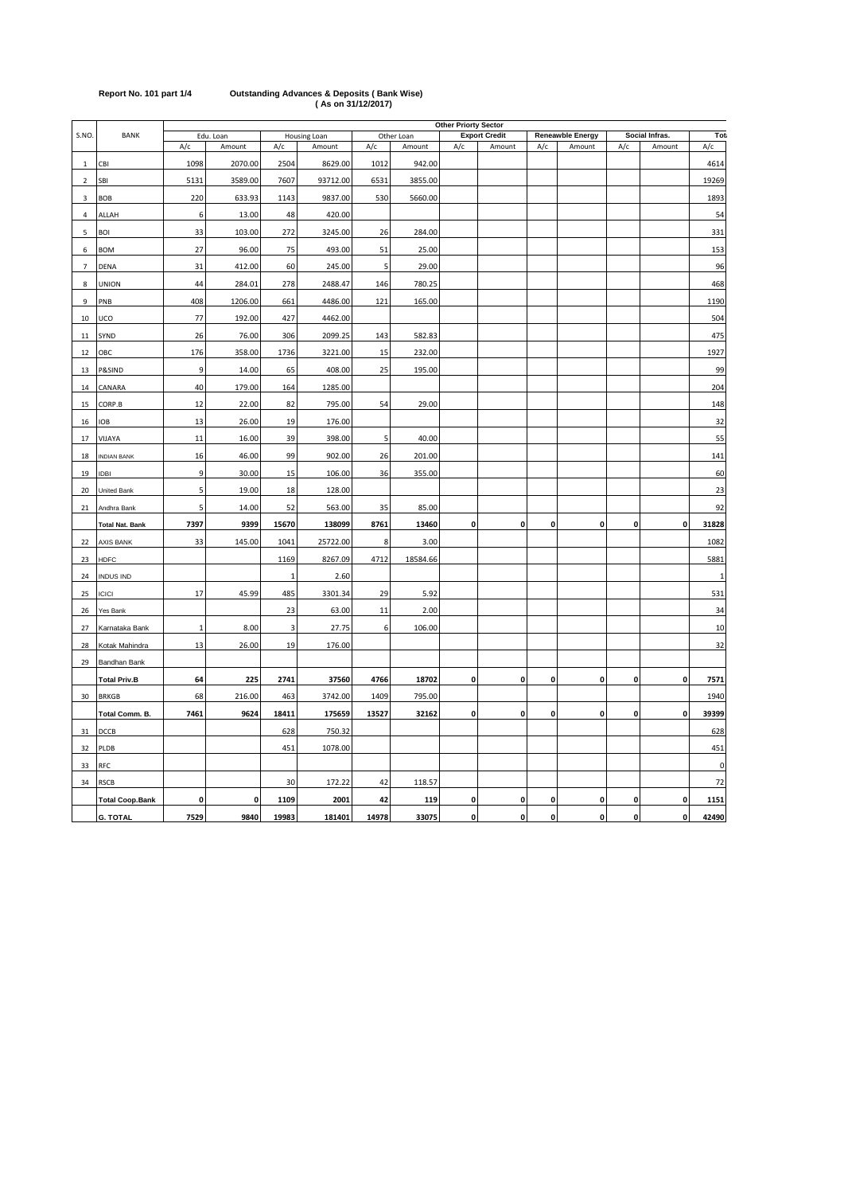**Report No. 101 part 1/4** **Outstanding Advances & Deposits ( Bank Wise)**
**( As on 31/12/2017)**

| S.NO. | BANK | Other Priorty Sector | | | | | | | | | | | | |
|---|---|---|---|---|---|---|---|---|---|---|---|---|---|---|
| | | Edu. Loan | | Housing Loan | | Other Loan | | Export Credit | | Reneawble Energy | | Social Infras. | | Tot |
| | | A/c | Amount | A/c | Amount | A/c | Amount | A/c | Amount | A/c | Amount | A/c | Amount | A/c |
| 1 | CBI | 1098 | 2070.00 | 2504 | 8629.00 | 1012 | 942.00 | | | | | | | 4614 |
| 2 | SBI | 5131 | 3589.00 | 7607 | 93712.00 | 6531 | 3855.00 | | | | | | | 19269 |
| 3 | BOB | 220 | 633.93 | 1143 | 9837.00 | 530 | 5660.00 | | | | | | | 1893 |
| 4 | ALLAH | 6 | 13.00 | 48 | 420.00 | | | | | | | | | 54 |
| 5 | BOI | 33 | 103.00 | 272 | 3245.00 | 26 | 284.00 | | | | | | | 331 |
| 6 | BOM | 27 | 96.00 | 75 | 493.00 | 51 | 25.00 | | | | | | | 153 |
| 7 | DENA | 31 | 412.00 | 60 | 245.00 | 5 | 29.00 | | | | | | | 96 |
| 8 | UNION | 44 | 284.01 | 278 | 2488.47 | 146 | 780.25 | | | | | | | 468 |
| 9 | PNB | 408 | 1206.00 | 661 | 4486.00 | 121 | 165.00 | | | | | | | 1190 |
| 10 | UCO | 77 | 192.00 | 427 | 4462.00 | | | | | | | | | 504 |
| 11 | SYND | 26 | 76.00 | 306 | 2099.25 | 143 | 582.83 | | | | | | | 475 |
| 12 | OBC | 176 | 358.00 | 1736 | 3221.00 | 15 | 232.00 | | | | | | | 1927 |
| 13 | P&SIND | 9 | 14.00 | 65 | 408.00 | 25 | 195.00 | | | | | | | 99 |
| 14 | CANARA | 40 | 179.00 | 164 | 1285.00 | | | | | | | | | 204 |
| 15 | CORP.B | 12 | 22.00 | 82 | 795.00 | 54 | 29.00 | | | | | | | 148 |
| 16 | IOB | 13 | 26.00 | 19 | 176.00 | | | | | | | | | 32 |
| 17 | VIJAYA | 11 | 16.00 | 39 | 398.00 | 5 | 40.00 | | | | | | | 55 |
| 18 | INDIAN BANK | 16 | 46.00 | 99 | 902.00 | 26 | 201.00 | | | | | | | 141 |
| 19 | IDBI | 9 | 30.00 | 15 | 106.00 | 36 | 355.00 | | | | | | | 60 |
| 20 | United Bank | 5 | 19.00 | 18 | 128.00 | | | | | | | | | 23 |
| 21 | Andhra Bank | 5 | 14.00 | 52 | 563.00 | 35 | 85.00 | | | | | | | 92 |
| | **Total Nat. Bank** | **7397** | **9399** | **15670** | **138099** | **8761** | **13460** | **0** | **0** | **0** | **0** | **0** | **0** | **31828** |
| 22 | AXIS BANK | 33 | 145.00 | 1041 | 25722.00 | 8 | 3.00 | | | | | | | 1082 |
| 23 | HDFC | | | 1169 | 8267.09 | 4712 | 18584.66 | | | | | | | 5881 |
| 24 | INDUS IND | | | 1 | 2.60 | | | | | | | | | 1 |
| 25 | ICICI | 17 | 45.99 | 485 | 3301.34 | 29 | 5.92 | | | | | | | 531 |
| 26 | Yes Bank | | | 23 | 63.00 | 11 | 2.00 | | | | | | | 34 |
| 27 | Karnataka Bank | 1 | 8.00 | 3 | 27.75 | 6 | 106.00 | | | | | | | 10 |
| 28 | Kotak Mahindra | 13 | 26.00 | 19 | 176.00 | | | | | | | | | 32 |
| 29 | Bandhan Bank | | | | | | | | | | | | | |
| | **Total Priv.B** | **64** | **225** | **2741** | **37560** | **4766** | **18702** | **0** | **0** | **0** | **0** | **0** | **0** | **7571** |
| 30 | BRKGB | 68 | 216.00 | 463 | 3742.00 | 1409 | 795.00 | | | | | | | 1940 |
| | **Total Comm. B.** | **7461** | **9624** | **18411** | **175659** | **13527** | **32162** | **0** | **0** | **0** | **0** | **0** | **0** | **39399** |
| 31 | DCCB | | | 628 | 750.32 | | | | | | | | | 628 |
| 32 | PLDB | | | 451 | 1078.00 | | | | | | | | | 451 |
| 33 | RFC | | | | | | | | | | | | | 0 |
| 34 | RSCB | | | 30 | 172.22 | 42 | 118.57 | | | | | | | 72 |
| | **Total Coop.Bank** | **0** | **0** | **1109** | **2001** | **42** | **119** | **0** | **0** | **0** | **0** | **0** | **0** | **1151** |
| | **G. TOTAL** | **7529** | **9840** | **19983** | **181401** | **14978** | **33075** | **0** | **0** | **0** | **0** | **0** | **0** | **42490** |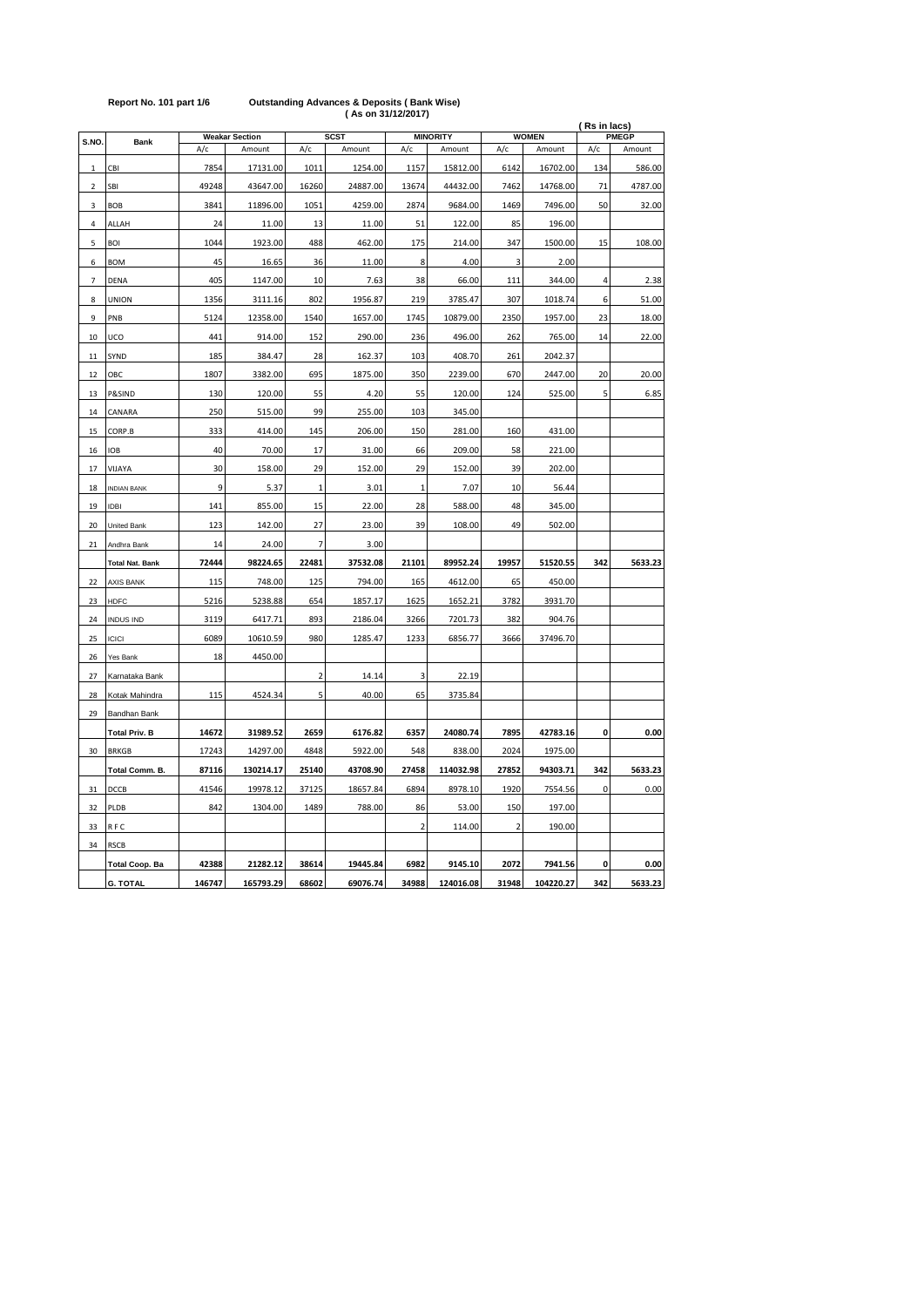**Report No. 101 part 1/6** **Outstanding Advances & Deposits ( Bank Wise)**
**( As on 31/12/2017)**

( Rs in lacs)

| S.NO. | Bank | Weakar Section | | SCST | | MINORITY | | WOMEN | | PMEGP | |
|---|---|---|---|---|---|---|---|---|---|---|---|
| | | A/c | Amount | A/c | Amount | A/c | Amount | A/c | Amount | A/c | Amount |
| 1 | CBI | 7854 | 17131.00 | 1011 | 1254.00 | 1157 | 15812.00 | 6142 | 16702.00 | 134 | 586.00 |
| 2 | SBI | 49248 | 43647.00 | 16260 | 24887.00 | 13674 | 44432.00 | 7462 | 14768.00 | 71 | 4787.00 |
| 3 | BOB | 3841 | 11896.00 | 1051 | 4259.00 | 2874 | 9684.00 | 1469 | 7496.00 | 50 | 32.00 |
| 4 | ALLAH | 24 | 11.00 | 13 | 11.00 | 51 | 122.00 | 85 | 196.00 | | |
| 5 | BOI | 1044 | 1923.00 | 488 | 462.00 | 175 | 214.00 | 347 | 1500.00 | 15 | 108.00 |
| 6 | BOM | 45 | 16.65 | 36 | 11.00 | 8 | 4.00 | 3 | 2.00 | | |
| 7 | DENA | 405 | 1147.00 | 10 | 7.63 | 38 | 66.00 | 111 | 344.00 | 4 | 2.38 |
| 8 | UNION | 1356 | 3111.16 | 802 | 1956.87 | 219 | 3785.47 | 307 | 1018.74 | 6 | 51.00 |
| 9 | PNB | 5124 | 12358.00 | 1540 | 1657.00 | 1745 | 10879.00 | 2350 | 1957.00 | 23 | 18.00 |
| 10 | UCO | 441 | 914.00 | 152 | 290.00 | 236 | 496.00 | 262 | 765.00 | 14 | 22.00 |
| 11 | SYND | 185 | 384.47 | 28 | 162.37 | 103 | 408.70 | 261 | 2042.37 | | |
| 12 | OBC | 1807 | 3382.00 | 695 | 1875.00 | 350 | 2239.00 | 670 | 2447.00 | 20 | 20.00 |
| 13 | P&SIND | 130 | 120.00 | 55 | 4.20 | 55 | 120.00 | 124 | 525.00 | 5 | 6.85 |
| 14 | CANARA | 250 | 515.00 | 99 | 255.00 | 103 | 345.00 | | | | |
| 15 | CORP.B | 333 | 414.00 | 145 | 206.00 | 150 | 281.00 | 160 | 431.00 | | |
| 16 | IOB | 40 | 70.00 | 17 | 31.00 | 66 | 209.00 | 58 | 221.00 | | |
| 17 | VIJAYA | 30 | 158.00 | 29 | 152.00 | 29 | 152.00 | 39 | 202.00 | | |
| 18 | INDIAN BANK | 9 | 5.37 | 1 | 3.01 | 1 | 7.07 | 10 | 56.44 | | |
| 19 | IDBI | 141 | 855.00 | 15 | 22.00 | 28 | 588.00 | 48 | 345.00 | | |
| 20 | United Bank | 123 | 142.00 | 27 | 23.00 | 39 | 108.00 | 49 | 502.00 | | |
| 21 | Andhra Bank | 14 | 24.00 | 7 | 3.00 | | | | | | |
| | **Total Nat. Bank** | **72444** | **98224.65** | **22481** | **37532.08** | **21101** | **89952.24** | **19957** | **51520.55** | **342** | **5633.23** |
| 22 | AXIS BANK | 115 | 748.00 | 125 | 794.00 | 165 | 4612.00 | 65 | 450.00 | | |
| 23 | HDFC | 5216 | 5238.88 | 654 | 1857.17 | 1625 | 1652.21 | 3782 | 3931.70 | | |
| 24 | INDUS IND | 3119 | 6417.71 | 893 | 2186.04 | 3266 | 7201.73 | 382 | 904.76 | | |
| 25 | ICICI | 6089 | 10610.59 | 980 | 1285.47 | 1233 | 6856.77 | 3666 | 37496.70 | | |
| 26 | Yes Bank | 18 | 4450.00 | | | | | | | | |
| 27 | Karnataka Bank | | | 2 | 14.14 | 3 | 22.19 | | | | |
| 28 | Kotak Mahindra | 115 | 4524.34 | 5 | 40.00 | 65 | 3735.84 | | | | |
| 29 | Bandhan Bank | | | | | | | | | | |
| | **Total Priv. B** | **14672** | **31989.52** | **2659** | **6176.82** | **6357** | **24080.74** | **7895** | **42783.16** | **0** | **0.00** |
| 30 | BRKGB | 17243 | 14297.00 | 4848 | 5922.00 | 548 | 838.00 | 2024 | 1975.00 | | |
| | **Total Comm. B.** | **87116** | **130214.17** | **25140** | **43708.90** | **27458** | **114032.98** | **27852** | **94303.71** | **342** | **5633.23** |
| 31 | DCCB | 41546 | 19978.12 | 37125 | 18657.84 | 6894 | 8978.10 | 1920 | 7554.56 | 0 | 0.00 |
| 32 | PLDB | 842 | 1304.00 | 1489 | 788.00 | 86 | 53.00 | 150 | 197.00 | | |
| 33 | R F C | | | | | 2 | 114.00 | 2 | 190.00 | | |
| 34 | RSCB | | | | | | | | | | |
| | **Total Coop. Ba** | **42388** | **21282.12** | **38614** | **19445.84** | **6982** | **9145.10** | **2072** | **7941.56** | **0** | **0.00** |
| | **G. TOTAL** | **146747** | **165793.29** | **68602** | **69076.74** | **34988** | **124016.08** | **31948** | **104220.27** | **342** | **5633.23** |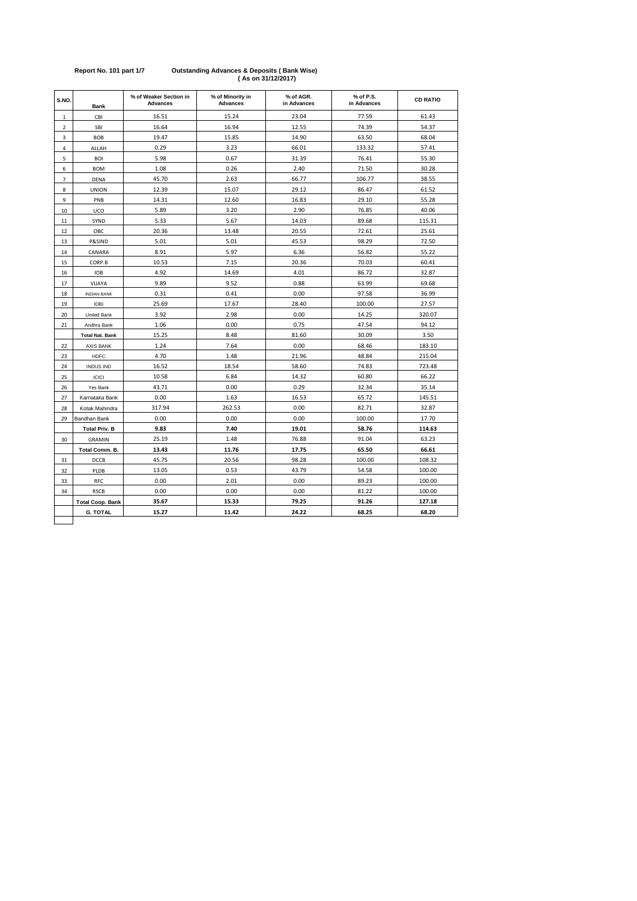**Report No. 101 part 1/7** **Outstanding Advances & Deposits ( Bank Wise)**
**( As on 31/12/2017)**

| S.NO. | Bank | % of Weaker Section in Advances | % of Minority in Advances | % of AGR. in Advances | % of P.S. in Advances | CD RATIO |
|---|---|---|---|---|---|---|
| 1 | CBI | 16.51 | 15.24 | 23.04 | 77.59 | 61.43 |
| 2 | SBI | 16.64 | 16.94 | 12.55 | 74.39 | 54.37 |
| 3 | BOB | 19.47 | 15.85 | 14.90 | 63.50 | 68.04 |
| 4 | ALLAH | 0.29 | 3.23 | 66.01 | 133.32 | 57.41 |
| 5 | BOI | 5.98 | 0.67 | 31.39 | 76.41 | 55.30 |
| 6 | BOM | 1.08 | 0.26 | 2.40 | 71.50 | 30.28 |
| 7 | DENA | 45.70 | 2.63 | 66.77 | 106.77 | 38.55 |
| 8 | UNION | 12.39 | 15.07 | 29.12 | 86.47 | 61.52 |
| 9 | PNB | 14.31 | 12.60 | 16.83 | 29.10 | 55.28 |
| 10 | UCO | 5.89 | 3.20 | 2.90 | 76.85 | 40.06 |
| 11 | SYND | 5.33 | 5.67 | 14.03 | 89.68 | 115.31 |
| 12 | OBC | 20.36 | 13.48 | 20.55 | 72.61 | 25.61 |
| 13 | P&SIND | 5.01 | 5.01 | 45.53 | 98.29 | 72.50 |
| 14 | CANARA | 8.91 | 5.97 | 6.36 | 56.82 | 55.22 |
| 15 | CORP.B | 10.53 | 7.15 | 20.36 | 70.03 | 60.41 |
| 16 | IOB | 4.92 | 14.69 | 4.01 | 86.72 | 32.87 |
| 17 | VIJAYA | 9.89 | 9.52 | 0.88 | 63.99 | 69.68 |
| 18 | INDIAN BANK | 0.31 | 0.41 | 0.00 | 97.58 | 36.99 |
| 19 | IDBI | 25.69 | 17.67 | 28.40 | 100.00 | 27.57 |
| 20 | United Bank | 3.92 | 2.98 | 0.00 | 14.25 | 320.07 |
| 21 | Andhra Bank | 1.06 | 0.00 | 0.75 | 47.54 | 94.12 |
| | **Total Nat. Bank** | 15.25 | 8.48 | 81.60 | 30.09 | 3.50 |
| 22 | AXIS BANK | 1.24 | 7.64 | 0.00 | 68.46 | 183.10 |
| 23 | HDFC | 4.70 | 1.48 | 21.96 | 48.84 | 215.04 |
| 24 | INDUS IND | 16.52 | 18.54 | 58.60 | 74.83 | 723.48 |
| 25 | ICICI | 10.58 | 6.84 | 14.32 | 60.80 | 66.22 |
| 26 | Yes Bank | 43.71 | 0.00 | 0.29 | 32.34 | 35.14 |
| 27 | Karnataka Bank | 0.00 | 1.63 | 16.53 | 65.72 | 145.51 |
| 28 | Kotak Mahindra | 317.94 | 262.53 | 0.00 | 82.71 | 32.87 |
| 29 | Bandhan Bank | 0.00 | 0.00 | 0.00 | 100.00 | 17.70 |
| | **Total Priv. B** | **9.83** | **7.40** | **19.01** | **58.76** | **114.63** |
| 30 | GRAMIN | 25.19 | 1.48 | 76.88 | 91.04 | 63.23 |
| | **Total Comm. B.** | **13.43** | **11.76** | **17.75** | **65.50** | **66.61** |
| 31 | DCCB | 45.75 | 20.56 | 98.28 | 100.00 | 108.32 |
| 32 | PLDB | 13.05 | 0.53 | 43.79 | 54.58 | 100.00 |
| 33 | RFC | 0.00 | 2.01 | 0.00 | 89.23 | 100.00 |
| 34 | RSCB | 0.00 | 0.00 | 0.00 | 81.22 | 100.00 |
| | **Total Coop. Bank** | **35.67** | **15.33** | **79.25** | **91.26** | **127.18** |
| | **G. TOTAL** | **15.27** | **11.42** | **24.22** | **68.25** | **68.20** |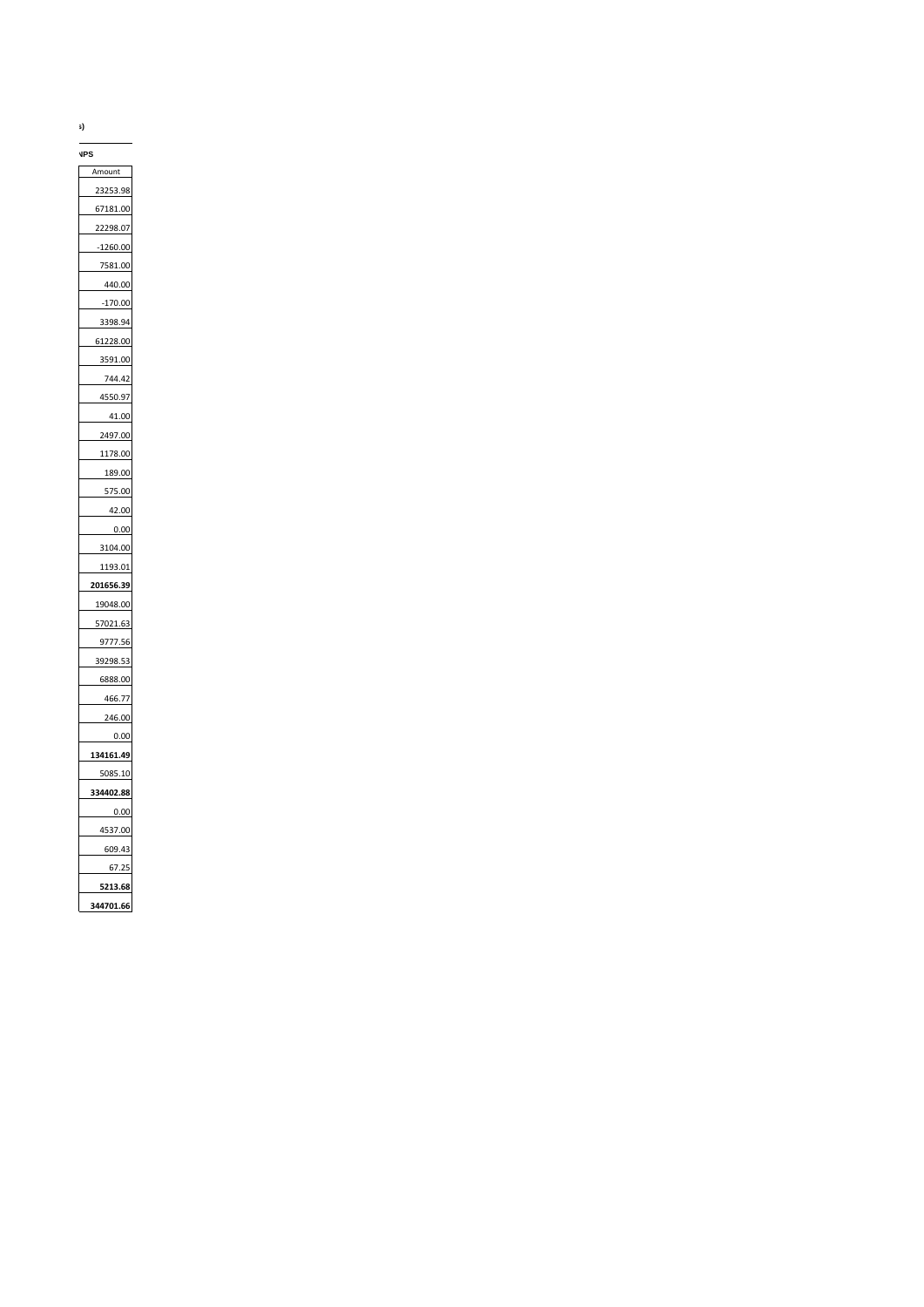s)

| NPS |
|---|
| Amount |
| 23253.98 |
| 67181.00 |
| 22298.07 |
| -1260.00 |
| 7581.00 |
| 440.00 |
| -170.00 |
| 3398.94 |
| 61228.00 |
| 3591.00 |
| 744.42 |
| 4550.97 |
| 41.00 |
| 2497.00 |
| 1178.00 |
| 189.00 |
| 575.00 |
| 42.00 |
| 0.00 |
| 3104.00 |
| 1193.01 |
| **201656.39** |
| 19048.00 |
| 57021.63 |
| 9777.56 |
| 39298.53 |
| 6888.00 |
| 466.77 |
| 246.00 |
| 0.00 |
| **134161.49** |
| 5085.10 |
| **334402.88** |
| 0.00 |
| 4537.00 |
| 609.43 |
| 67.25 |
| **5213.68** |
| **344701.66** |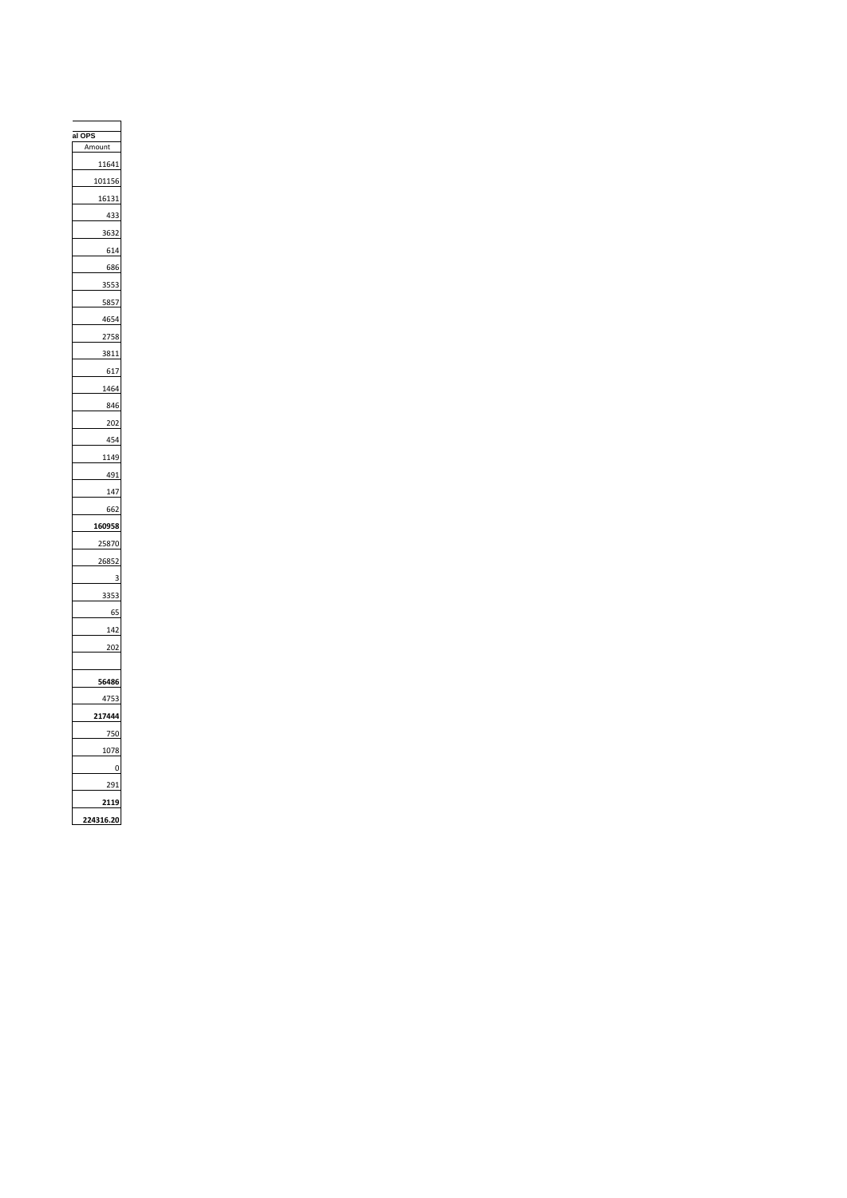| al OPS |
|---|
| Amount |
| 11641 |
| 101156 |
| 16131 |
| 433 |
| 3632 |
| 614 |
| 686 |
| 3553 |
| 5857 |
| 4654 |
| 2758 |
| 3811 |
| 617 |
| 1464 |
| 846 |
| 202 |
| 454 |
| 1149 |
| 491 |
| 147 |
| 662 |
| **160958** |
| 25870 |
| 26852 |
| 3 |
| 3353 |
| 65 |
| 142 |
| 202 |
| |
| **56486** |
| 4753 |
| **217444** |
| 750 |
| 1078 |
| 0 |
| 291 |
| **2119** |
| **224316.20** |